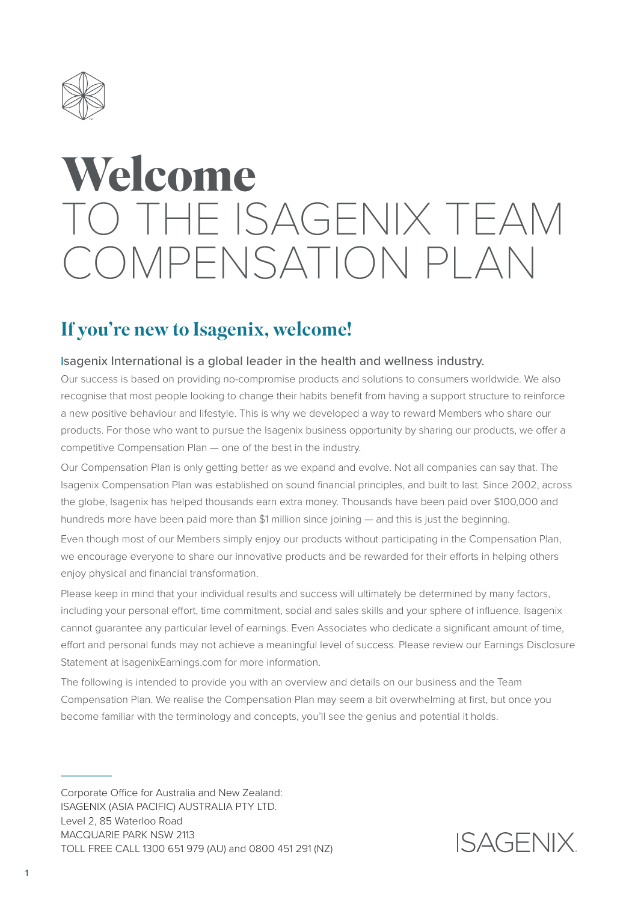# Welcome TO THE ISAGENIX TEAM COMPENSATION PLAN

## If you're new to Isagenix, welcome!

Isagenix International is a global leader in the health and wellness industry.

Our success is based on providing no-compromise products and solutions to consumers worldwide. We also recognise that most people looking to change their habits benefit from having a support structure to reinforce a new positive behaviour and lifestyle. This is why we developed a way to reward Members who share our products. For those who want to pursue the Isagenix business opportunity by sharing our products, we offer a competitive Compensation Plan — one of the best in the industry.

Our Compensation Plan is only getting better as we expand and evolve. Not all companies can say that. The Isagenix Compensation Plan was established on sound financial principles, and built to last. Since 2002, across the globe, Isagenix has helped thousands earn extra money. Thousands have been paid over $100,000 and hundreds more have been paid more than $1 million since joining — and this is just the beginning.

Even though most of our Members simply enjoy our products without participating in the Compensation Plan, we encourage everyone to share our innovative products and be rewarded for their efforts in helping others enjoy physical and financial transformation.

Please keep in mind that your individual results and success will ultimately be determined by many factors, including your personal effort, time commitment, social and sales skills and your sphere of influence. Isagenix cannot guarantee any particular level of earnings. Even Associates who dedicate a significant amount of time, effort and personal funds may not achieve a meaningful level of success. Please review our Earnings Disclosure Statement at IsagenixEarnings.com for more information.

The following is intended to provide you with an overview and details on our business and the Team Compensation Plan. We realise the Compensation Plan may seem a bit overwhelming at first, but once you become familiar with the terminology and concepts, you'll see the genius and potential it holds.

---

Corporate Office for Australia and New Zealand:
ISAGENIX (ASIA PACIFIC) AUSTRALIA PTY LTD.
Level 2, 85 Waterloo Road
MACQUARIE PARK NSW 2113
TOLL FREE CALL 1300 651 979 (AU) and 0800 451 291 (NZ)

ISAGENIX.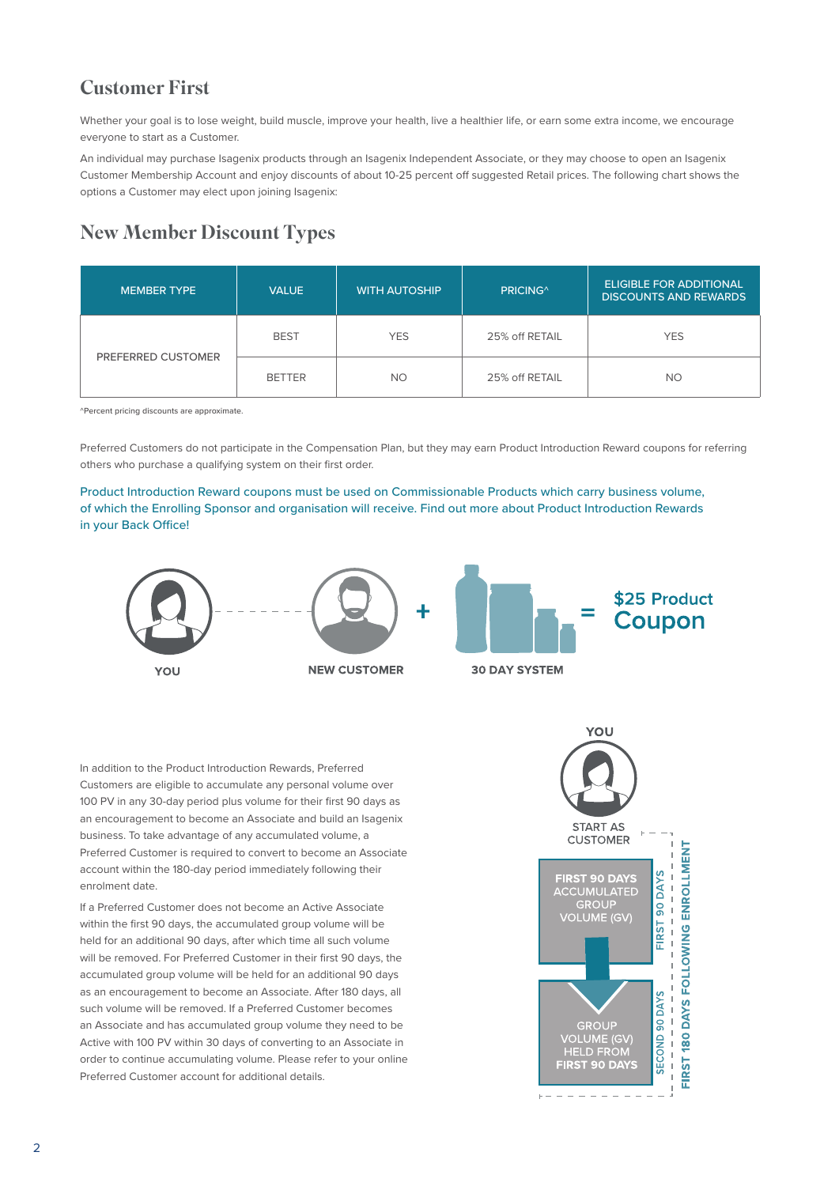## Customer First

Whether your goal is to lose weight, build muscle, improve your health, live a healthier life, or earn some extra income, we encourage everyone to start as a Customer.

An individual may purchase Isagenix products through an Isagenix Independent Associate, or they may choose to open an Isagenix Customer Membership Account and enjoy discounts of about 10-25 percent off suggested Retail prices. The following chart shows the options a Customer may elect upon joining Isagenix:

## New Member Discount Types

| MEMBER TYPE | VALUE | WITH AUTOSHIP | PRICING^ | ELIGIBLE FOR ADDITIONAL DISCOUNTS AND REWARDS |
|---|---|---|---|---|
| PREFERRED CUSTOMER | BEST | YES | 25% off RETAIL | YES |
| | BETTER | NO | 25% off RETAIL | NO |

^Percent pricing discounts are approximate.

Preferred Customers do not participate in the Compensation Plan, but they may earn Product Introduction Reward coupons for referring others who purchase a qualifying system on their first order.

Product Introduction Reward coupons must be used on Commissionable Products which carry business volume, of which the Enrolling Sponsor and organisation will receive. Find out more about Product Introduction Rewards in your Back Office!

YOU — NEW CUSTOMER + 30 DAY SYSTEM = $25 Product Coupon

In addition to the Product Introduction Rewards, Preferred Customers are eligible to accumulate any personal volume over 100 PV in any 30-day period plus volume for their first 90 days as an encouragement to become an Associate and build an Isagenix business. To take advantage of any accumulated volume, a Preferred Customer is required to convert to become an Associate account within the 180-day period immediately following their enrolment date.

If a Preferred Customer does not become an Active Associate within the first 90 days, the accumulated group volume will be held for an additional 90 days, after which time all such volume will be removed. For Preferred Customer in their first 90 days, the accumulated group volume will be held for an additional 90 days as an encouragement to become an Associate. After 180 days, all such volume will be removed. If a Preferred Customer becomes an Associate and has accumulated group volume they need to be Active with 100 PV within 30 days of converting to an Associate in order to continue accumulating volume. Please refer to your online Preferred Customer account for additional details.

YOU

START AS CUSTOMER

FIRST 90 DAYS ACCUMULATED GROUP VOLUME (GV) — FIRST 90 DAYS

GROUP VOLUME (GV) HELD FROM FIRST 90 DAYS — SECOND 90 DAYS

FIRST 180 DAYS FOLLOWING ENROLLMENT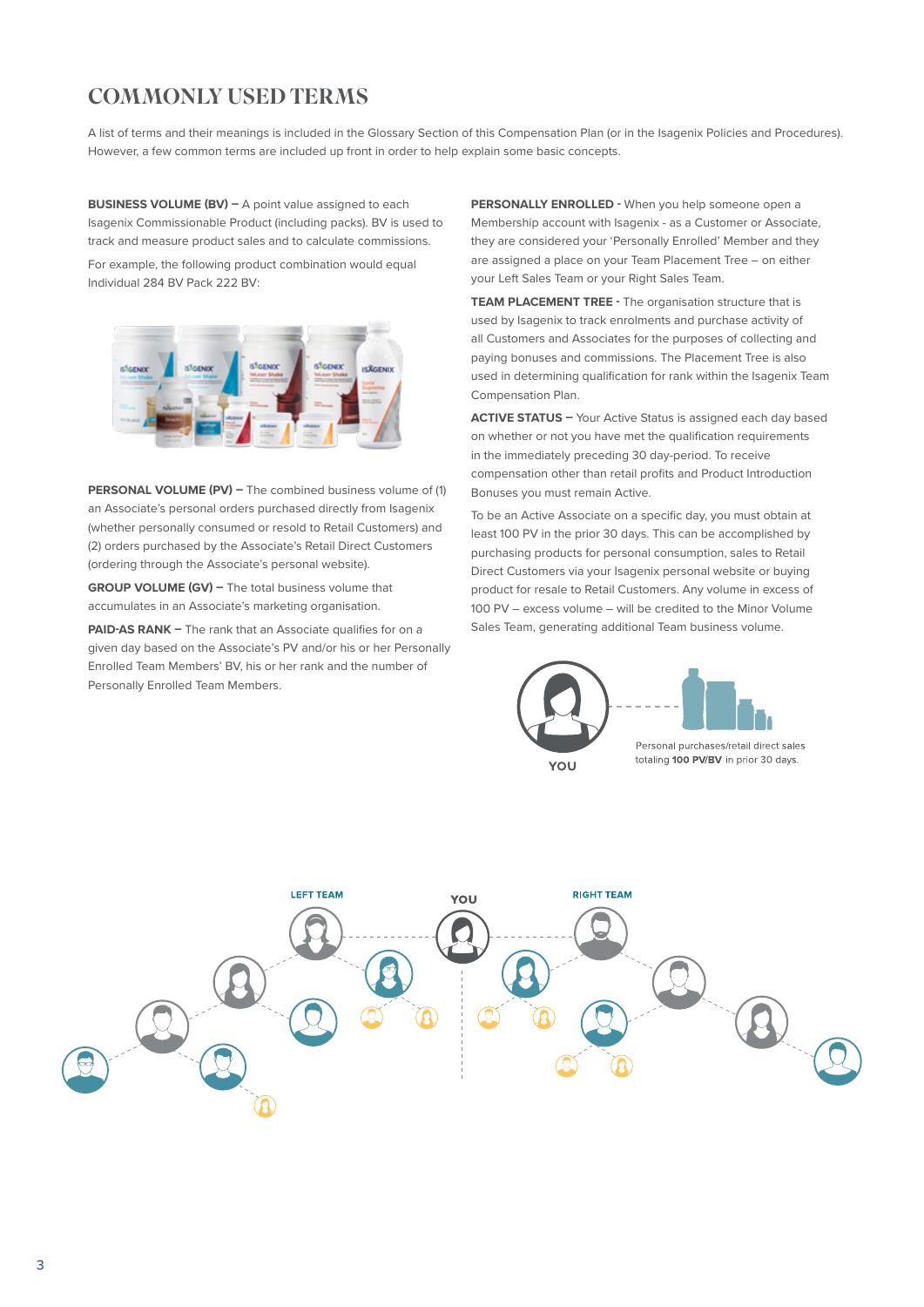# COMMONLY USED TERMS

A list of terms and their meanings is included in the Glossary Section of this Compensation Plan (or in the Isagenix Policies and Procedures). However, a few common terms are included up front in order to help explain some basic concepts.

**BUSINESS VOLUME (BV) –** A point value assigned to each Isagenix Commissionable Product (including packs). BV is used to track and measure product sales and to calculate commissions.

For example, the following product combination would equal Individual 284 BV Pack 222 BV:

**PERSONAL VOLUME (PV) –** The combined business volume of (1) an Associate's personal orders purchased directly from Isagenix (whether personally consumed or resold to Retail Customers) and (2) orders purchased by the Associate's Retail Direct Customers (ordering through the Associate's personal website).

**GROUP VOLUME (GV) –** The total business volume that accumulates in an Associate's marketing organisation.

**PAID-AS RANK –** The rank that an Associate qualifies for on a given day based on the Associate's PV and/or his or her Personally Enrolled Team Members' BV, his or her rank and the number of Personally Enrolled Team Members.

**PERSONALLY ENROLLED -** When you help someone open a Membership account with Isagenix - as a Customer or Associate, they are considered your 'Personally Enrolled' Member and they are assigned a place on your Team Placement Tree – on either your Left Sales Team or your Right Sales Team.

**TEAM PLACEMENT TREE -** The organisation structure that is used by Isagenix to track enrolments and purchase activity of all Customers and Associates for the purposes of collecting and paying bonuses and commissions. The Placement Tree is also used in determining qualification for rank within the Isagenix Team Compensation Plan.

**ACTIVE STATUS –** Your Active Status is assigned each day based on whether or not you have met the qualification requirements in the immediately preceding 30 day-period. To receive compensation other than retail profits and Product Introduction Bonuses you must remain Active.

To be an Active Associate on a specific day, you must obtain at least 100 PV in the prior 30 days. This can be accomplished by purchasing products for personal consumption, sales to Retail Direct Customers via your Isagenix personal website or buying product for resale to Retail Customers. Any volume in excess of 100 PV – excess volume – will be credited to the Minor Volume Sales Team, generating additional Team business volume.

YOU

Personal purchases/retail direct sales totaling **100 PV/BV** in prior 30 days.

LEFT TEAM

YOU

RIGHT TEAM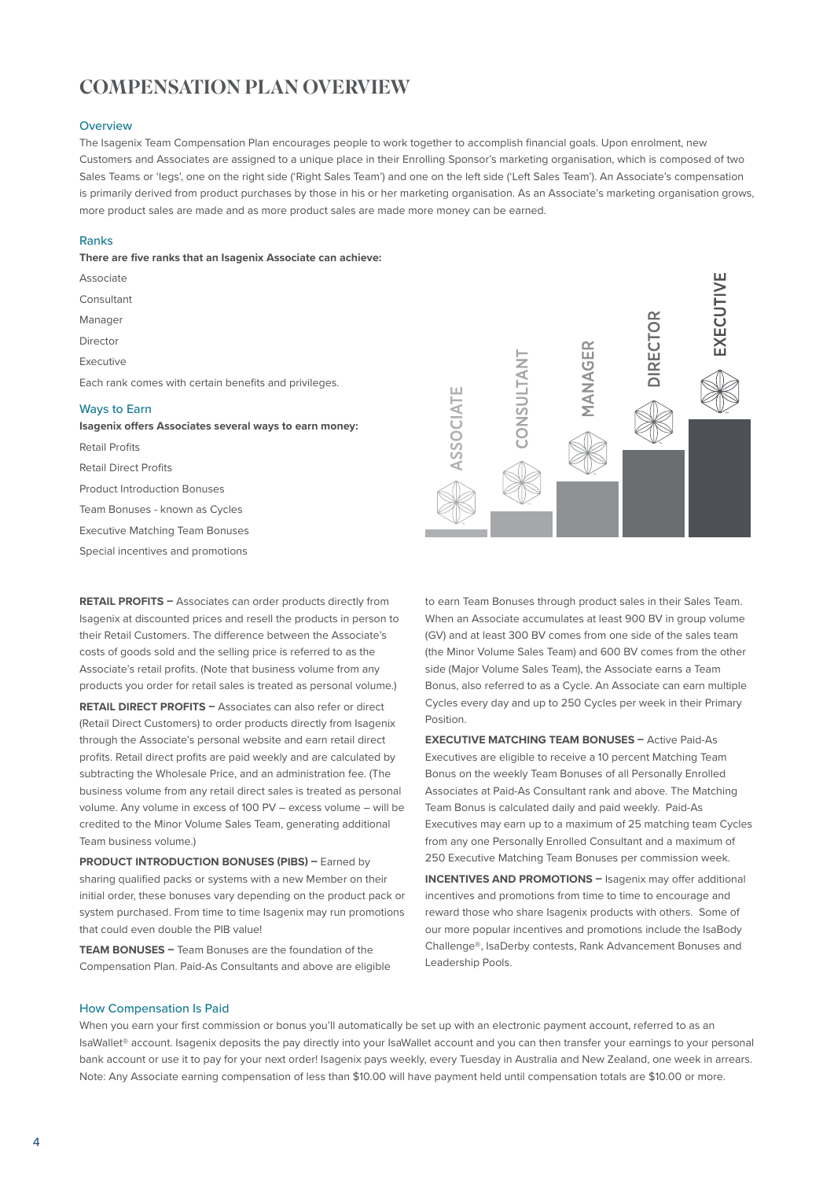# COMPENSATION PLAN OVERVIEW

## Overview

The Isagenix Team Compensation Plan encourages people to work together to accomplish financial goals. Upon enrolment, new Customers and Associates are assigned to a unique place in their Enrolling Sponsor's marketing organisation, which is composed of two Sales Teams or 'legs', one on the right side ('Right Sales Team') and one on the left side ('Left Sales Team'). An Associate's compensation is primarily derived from product purchases by those in his or her marketing organisation. As an Associate's marketing organisation grows, more product sales are made and as more product sales are made more money can be earned.

## Ranks

**There are five ranks that an Isagenix Associate can achieve:**

Associate

Consultant

Manager

Director

Executive

Each rank comes with certain benefits and privileges.

## Ways to Earn

**Isagenix offers Associates several ways to earn money:**

Retail Profits

Retail Direct Profits

Product Introduction Bonuses

Team Bonuses - known as Cycles

Executive Matching Team Bonuses

Special incentives and promotions

**RETAIL PROFITS –** Associates can order products directly from Isagenix at discounted prices and resell the products in person to their Retail Customers. The difference between the Associate's costs of goods sold and the selling price is referred to as the Associate's retail profits. (Note that business volume from any products you order for retail sales is treated as personal volume.)

**RETAIL DIRECT PROFITS –** Associates can also refer or direct (Retail Direct Customers) to order products directly from Isagenix through the Associate's personal website and earn retail direct profits. Retail direct profits are paid weekly and are calculated by subtracting the Wholesale Price, and an administration fee. (The business volume from any retail direct sales is treated as personal volume. Any volume in excess of 100 PV – excess volume – will be credited to the Minor Volume Sales Team, generating additional Team business volume.)

**PRODUCT INTRODUCTION BONUSES (PIBS) –** Earned by sharing qualified packs or systems with a new Member on their initial order, these bonuses vary depending on the product pack or system purchased. From time to time Isagenix may run promotions that could even double the PIB value!

**TEAM BONUSES –** Team Bonuses are the foundation of the Compensation Plan. Paid-As Consultants and above are eligible to earn Team Bonuses through product sales in their Sales Team. When an Associate accumulates at least 900 BV in group volume (GV) and at least 300 BV comes from one side of the sales team (the Minor Volume Sales Team) and 600 BV comes from the other side (Major Volume Sales Team), the Associate earns a Team Bonus, also referred to as a Cycle. An Associate can earn multiple Cycles every day and up to 250 Cycles per week in their Primary Position.

**EXECUTIVE MATCHING TEAM BONUSES –** Active Paid-As Executives are eligible to receive a 10 percent Matching Team Bonus on the weekly Team Bonuses of all Personally Enrolled Associates at Paid-As Consultant rank and above. The Matching Team Bonus is calculated daily and paid weekly. Paid-As Executives may earn up to a maximum of 25 matching team Cycles from any one Personally Enrolled Consultant and a maximum of 250 Executive Matching Team Bonuses per commission week.

**INCENTIVES AND PROMOTIONS –** Isagenix may offer additional incentives and promotions from time to time to encourage and reward those who share Isagenix products with others. Some of our more popular incentives and promotions include the IsaBody Challenge®, IsaDerby contests, Rank Advancement Bonuses and Leadership Pools.

## How Compensation Is Paid

When you earn your first commission or bonus you'll automatically be set up with an electronic payment account, referred to as an IsaWallet® account. Isagenix deposits the pay directly into your IsaWallet account and you can then transfer your earnings to your personal bank account or use it to pay for your next order! Isagenix pays weekly, every Tuesday in Australia and New Zealand, one week in arrears. Note: Any Associate earning compensation of less than $10.00 will have payment held until compensation totals are $10.00 or more.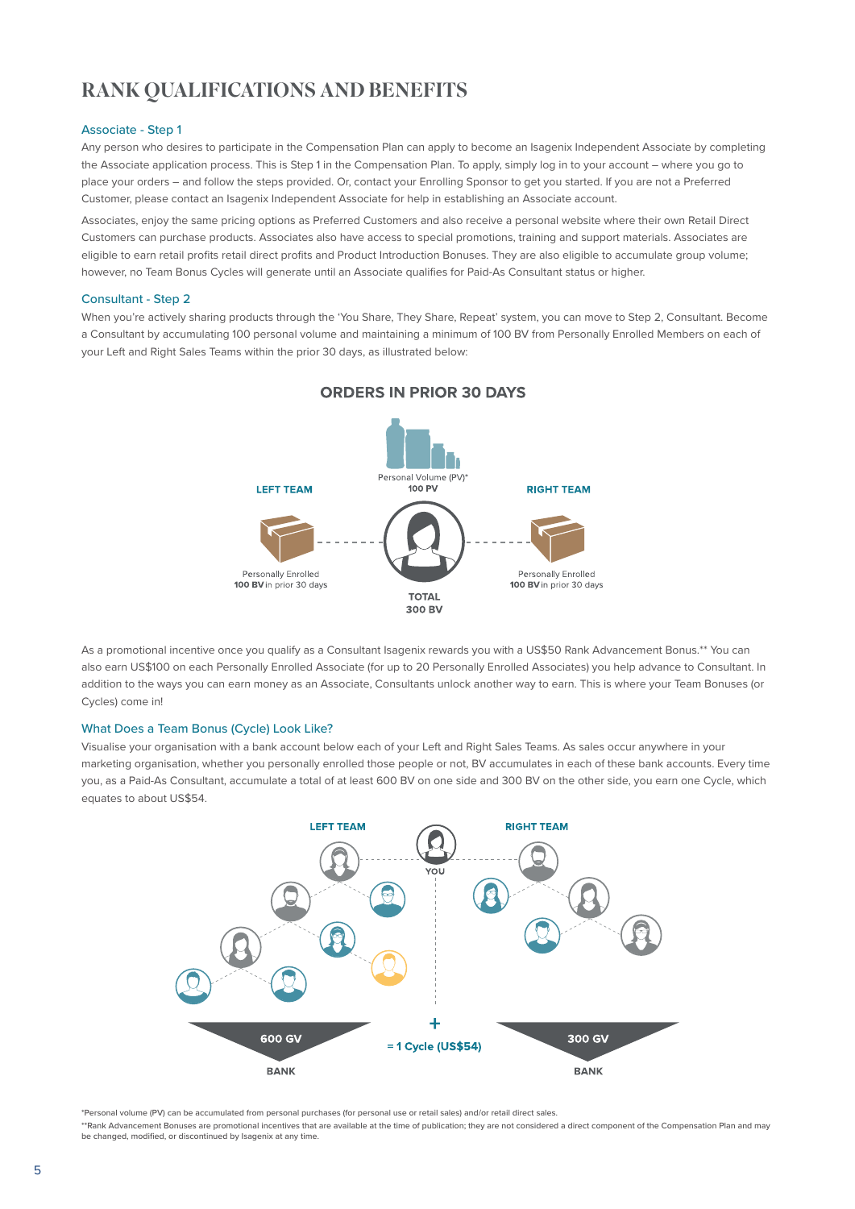# RANK QUALIFICATIONS AND BENEFITS

### Associate - Step 1

Any person who desires to participate in the Compensation Plan can apply to become an Isagenix Independent Associate by completing the Associate application process. This is Step 1 in the Compensation Plan. To apply, simply log in to your account – where you go to place your orders – and follow the steps provided. Or, contact your Enrolling Sponsor to get you started. If you are not a Preferred Customer, please contact an Isagenix Independent Associate for help in establishing an Associate account.

Associates, enjoy the same pricing options as Preferred Customers and also receive a personal website where their own Retail Direct Customers can purchase products. Associates also have access to special promotions, training and support materials. Associates are eligible to earn retail profits retail direct profits and Product Introduction Bonuses. They are also eligible to accumulate group volume; however, no Team Bonus Cycles will generate until an Associate qualifies for Paid-As Consultant status or higher.

### Consultant - Step 2

When you're actively sharing products through the 'You Share, They Share, Repeat' system, you can move to Step 2, Consultant. Become a Consultant by accumulating 100 personal volume and maintaining a minimum of 100 BV from Personally Enrolled Members on each of your Left and Right Sales Teams within the prior 30 days, as illustrated below:

**ORDERS IN PRIOR 30 DAYS**

Personal Volume (PV)*
**100 PV**

**LEFT TEAM**
Personally Enrolled
**100 BV** in prior 30 days

**RIGHT TEAM**
Personally Enrolled
**100 BV** in prior 30 days

**TOTAL 300 BV**

As a promotional incentive once you qualify as a Consultant Isagenix rewards you with a US$50 Rank Advancement Bonus.** You can also earn US$100 on each Personally Enrolled Associate (for up to 20 Personally Enrolled Associates) you help advance to Consultant. In addition to the ways you can earn money as an Associate, Consultants unlock another way to earn. This is where your Team Bonuses (or Cycles) come in!

### What Does a Team Bonus (Cycle) Look Like?

Visualise your organisation with a bank account below each of your Left and Right Sales Teams. As sales occur anywhere in your marketing organisation, whether you personally enrolled those people or not, BV accumulates in each of these bank accounts. Every time you, as a Paid-As Consultant, accumulate a total of at least 600 BV on one side and 300 BV on the other side, you earn one Cycle, which equates to about US$54.

**LEFT TEAM** — YOU — **RIGHT TEAM**

**600 GV** BANK + **300 GV** BANK **= 1 Cycle (US$54)**

*Personal volume (PV) can be accumulated from personal purchases (for personal use or retail sales) and/or retail direct sales.

**Rank Advancement Bonuses are promotional incentives that are available at the time of publication; they are not considered a direct component of the Compensation Plan and may be changed, modified, or discontinued by Isagenix at any time.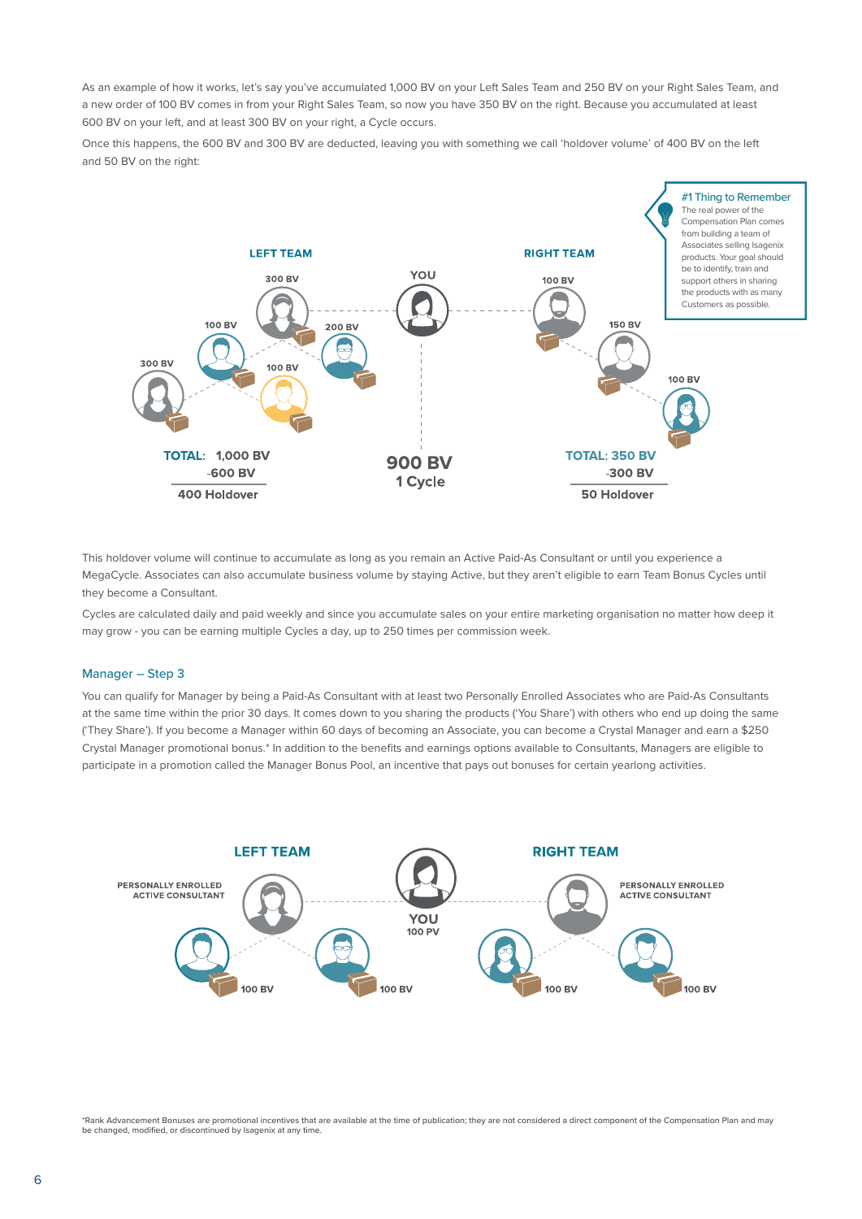As an example of how it works, let's say you've accumulated 1,000 BV on your Left Sales Team and 250 BV on your Right Sales Team, and a new order of 100 BV comes in from your Right Sales Team, so now you have 350 BV on the right. Because you accumulated at least 600 BV on your left, and at least 300 BV on your right, a Cycle occurs.

Once this happens, the 600 BV and 300 BV are deducted, leaving you with something we call 'holdover volume' of 400 BV on the left and 50 BV on the right:

**#1 Thing to Remember**
The real power of the Compensation Plan comes from building a team of Associates selling Isagenix products. Your goal should be to identify, train and support others in sharing the products with as many Customers as possible.

**LEFT TEAM** — 300 BV, 100 BV, 200 BV, 300 BV, 100 BV

**YOU**

**RIGHT TEAM** — 100 BV, 150 BV, 100 BV

**TOTAL: 1,000 BV**
-600 BV
**400 Holdover**

**900 BV**
**1 Cycle**

**TOTAL: 350 BV**
-300 BV
**50 Holdover**

This holdover volume will continue to accumulate as long as you remain an Active Paid-As Consultant or until you experience a MegaCycle. Associates can also accumulate business volume by staying Active, but they aren't eligible to earn Team Bonus Cycles until they become a Consultant.

Cycles are calculated daily and paid weekly and since you accumulate sales on your entire marketing organisation no matter how deep it may grow - you can be earning multiple Cycles a day, up to 250 times per commission week.

## Manager – Step 3

You can qualify for Manager by being a Paid-As Consultant with at least two Personally Enrolled Associates who are Paid-As Consultants at the same time within the prior 30 days. It comes down to you sharing the products ('You Share') with others who end up doing the same ('They Share'). If you become a Manager within 60 days of becoming an Associate, you can become a Crystal Manager and earn a $250 Crystal Manager promotional bonus.* In addition to the benefits and earnings options available to Consultants, Managers are eligible to participate in a promotion called the Manager Bonus Pool, an incentive that pays out bonuses for certain yearlong activities.

**LEFT TEAM**

PERSONALLY ENROLLED ACTIVE CONSULTANT — 100 BV, 100 BV

**YOU**
100 PV

**RIGHT TEAM**

PERSONALLY ENROLLED ACTIVE CONSULTANT — 100 BV, 100 BV

*Rank Advancement Bonuses are promotional incentives that are available at the time of publication; they are not considered a direct component of the Compensation Plan and may be changed, modified, or discontinued by Isagenix at any time.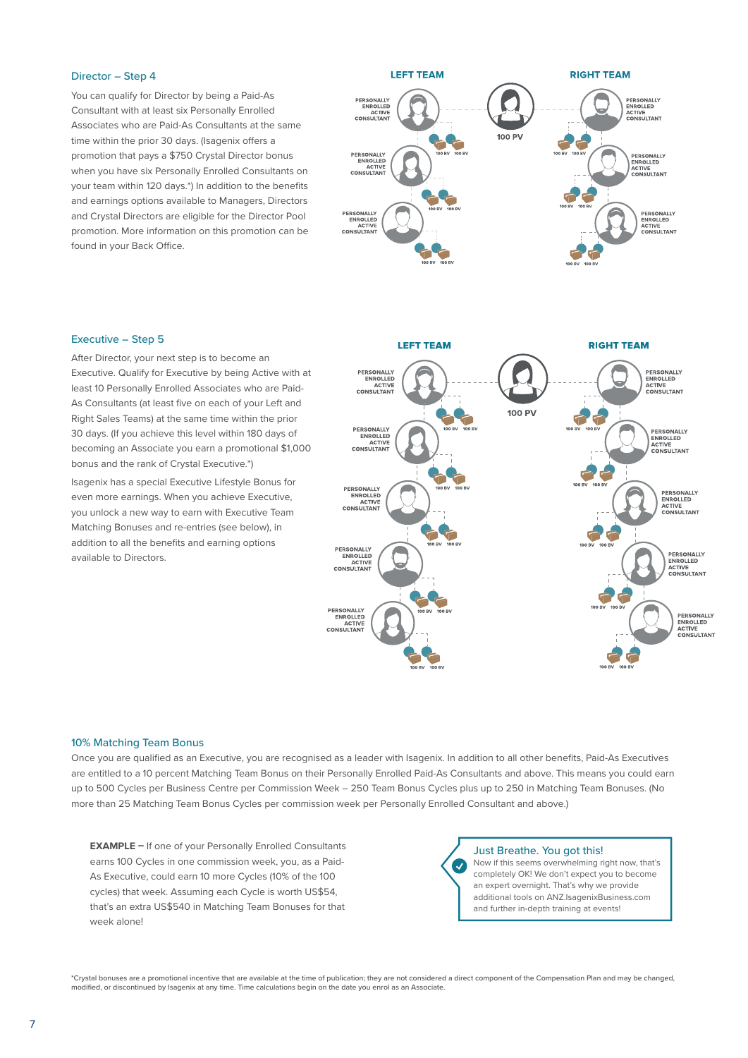### Director – Step 4

You can qualify for Director by being a Paid-As Consultant with at least six Personally Enrolled Associates who are Paid-As Consultants at the same time within the prior 30 days. (Isagenix offers a promotion that pays a $750 Crystal Director bonus when you have six Personally Enrolled Consultants on your team within 120 days.*) In addition to the benefits and earnings options available to Managers, Directors and Crystal Directors are eligible for the Director Pool promotion. More information on this promotion can be found in your Back Office.

LEFT TEAM | RIGHT TEAM

100 PV

PERSONALLY ENROLLED ACTIVE CONSULTANT

100 BV 100 BV

### Executive – Step 5

After Director, your next step is to become an Executive. Qualify for Executive by being Active with at least 10 Personally Enrolled Associates who are Paid-As Consultants (at least five on each of your Left and Right Sales Teams) at the same time within the prior 30 days. (If you achieve this level within 180 days of becoming an Associate you earn a promotional $1,000 bonus and the rank of Crystal Executive.*)

Isagenix has a special Executive Lifestyle Bonus for even more earnings. When you achieve Executive, you unlock a new way to earn with Executive Team Matching Bonuses and re-entries (see below), in addition to all the benefits and earning options available to Directors.

LEFT TEAM | RIGHT TEAM

100 PV

PERSONALLY ENROLLED ACTIVE CONSULTANT

100 BV 100 BV

### 10% Matching Team Bonus

Once you are qualified as an Executive, you are recognised as a leader with Isagenix. In addition to all other benefits, Paid-As Executives are entitled to a 10 percent Matching Team Bonus on their Personally Enrolled Paid-As Consultants and above. This means you could earn up to 500 Cycles per Business Centre per Commission Week – 250 Team Bonus Cycles plus up to 250 in Matching Team Bonuses. (No more than 25 Matching Team Bonus Cycles per commission week per Personally Enrolled Consultant and above.)

**EXAMPLE –** If one of your Personally Enrolled Consultants earns 100 Cycles in one commission week, you, as a Paid-As Executive, could earn 10 more Cycles (10% of the 100 cycles) that week. Assuming each Cycle is worth US$54, that's an extra US$540 in Matching Team Bonuses for that week alone!

**Just Breathe. You got this!**
Now if this seems overwhelming right now, that's completely OK! We don't expect you to become an expert overnight. That's why we provide additional tools on ANZ.IsagenixBusiness.com and further in-depth training at events!

*Crystal bonuses are a promotional incentive that are available at the time of publication; they are not considered a direct component of the Compensation Plan and may be changed, modified, or discontinued by Isagenix at any time. Time calculations begin on the date you enrol as an Associate.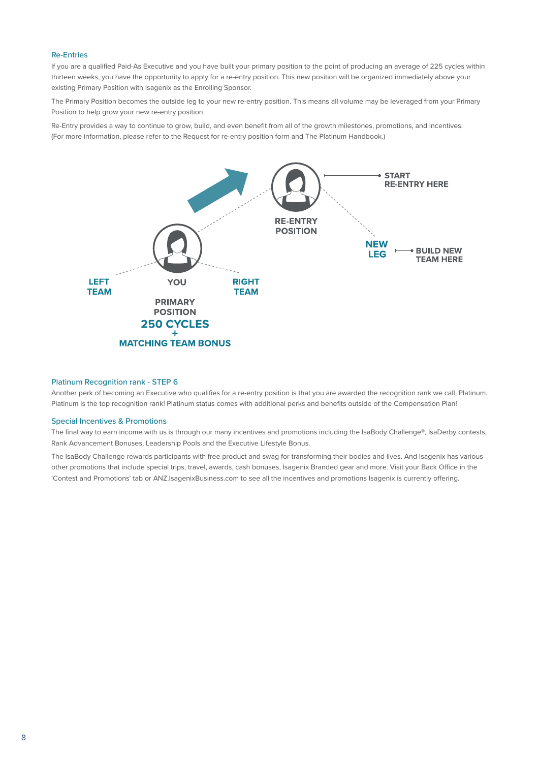## Re-Entries

If you are a qualified Paid-As Executive and you have built your primary position to the point of producing an average of 225 cycles within thirteen weeks, you have the opportunity to apply for a re-entry position. This new position will be organized immediately above your existing Primary Position with Isagenix as the Enrolling Sponsor.

The Primary Position becomes the outside leg to your new re-entry position. This means all volume may be leveraged from your Primary Position to help grow your new re-entry position.

Re-Entry provides a way to continue to grow, build, and even benefit from all of the growth milestones, promotions, and incentives. (For more information, please refer to the Request for re-entry position form and The Platinum Handbook.)

RE-ENTRY POSITION — START RE-ENTRY HERE

NEW LEG — BUILD NEW TEAM HERE

LEFT TEAM — YOU — RIGHT TEAM

PRIMARY POSITION
**250 CYCLES**
**+**
**MATCHING TEAM BONUS**

## Platinum Recognition rank - STEP 6

Another perk of becoming an Executive who qualifies for a re-entry position is that you are awarded the recognition rank we call, Platinum. Platinum is the top recognition rank! Platinum status comes with additional perks and benefits outside of the Compensation Plan!

## Special Incentives & Promotions

The final way to earn income with us is through our many incentives and promotions including the IsaBody Challenge®, IsaDerby contests, Rank Advancement Bonuses, Leadership Pools and the Executive Lifestyle Bonus.

The IsaBody Challenge rewards participants with free product and swag for transforming their bodies and lives. And Isagenix has various other promotions that include special trips, travel, awards, cash bonuses, Isagenix Branded gear and more. Visit your Back Office in the 'Contest and Promotions' tab or ANZ.IsagenixBusiness.com to see all the incentives and promotions Isagenix is currently offering.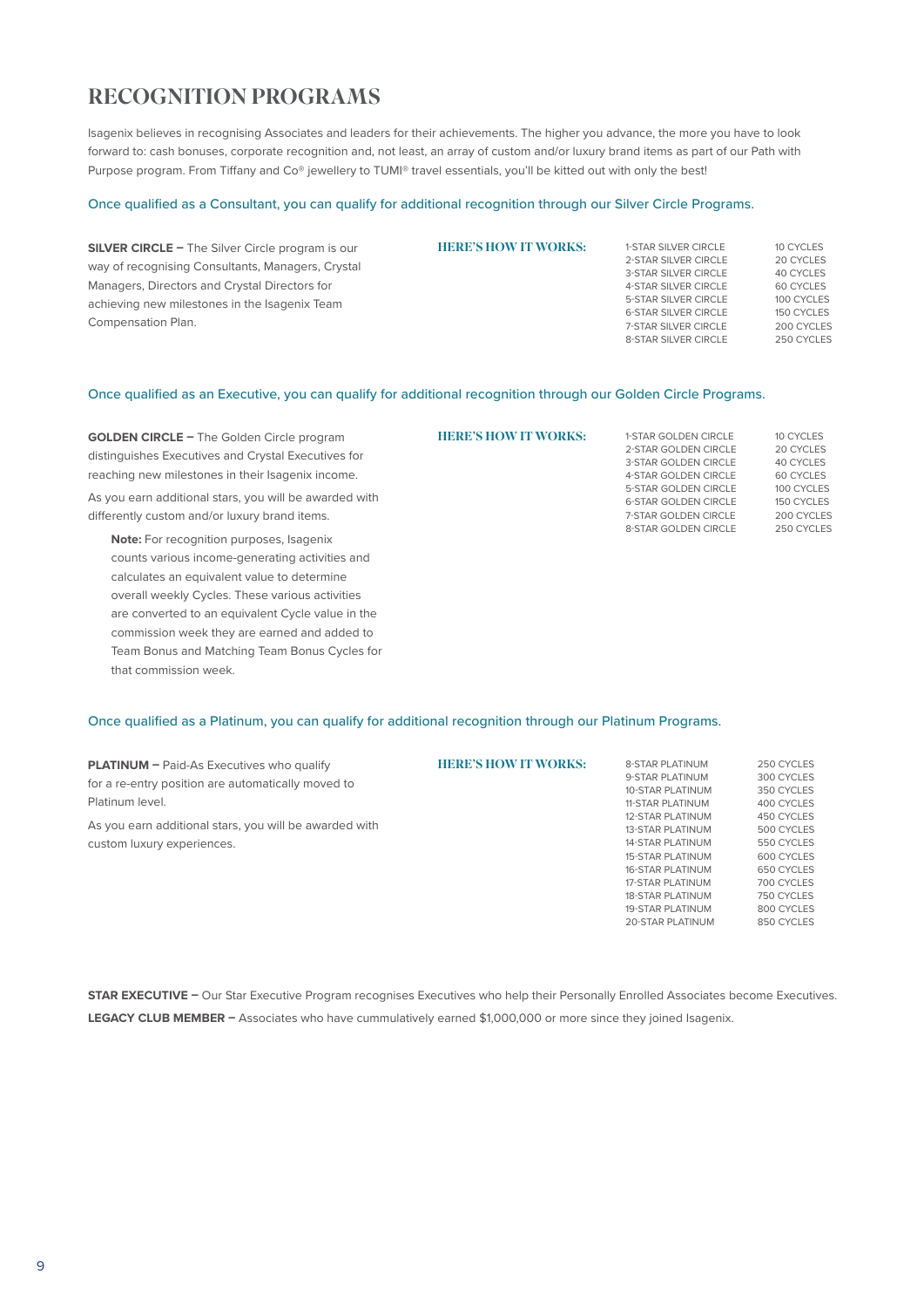# RECOGNITION PROGRAMS

Isagenix believes in recognising Associates and leaders for their achievements. The higher you advance, the more you have to look forward to: cash bonuses, corporate recognition and, not least, an array of custom and/or luxury brand items as part of our Path with Purpose program. From Tiffany and Co® jewellery to TUMI® travel essentials, you'll be kitted out with only the best!

Once qualified as a Consultant, you can qualify for additional recognition through our Silver Circle Programs.

**SILVER CIRCLE –** The Silver Circle program is our way of recognising Consultants, Managers, Crystal Managers, Directors and Crystal Directors for achieving new milestones in the Isagenix Team Compensation Plan.

**HERE'S HOW IT WORKS:**

| Level | Cycles |
|---|---|
| 1-STAR SILVER CIRCLE | 10 CYCLES |
| 2-STAR SILVER CIRCLE | 20 CYCLES |
| 3-STAR SILVER CIRCLE | 40 CYCLES |
| 4-STAR SILVER CIRCLE | 60 CYCLES |
| 5-STAR SILVER CIRCLE | 100 CYCLES |
| 6-STAR SILVER CIRCLE | 150 CYCLES |
| 7-STAR SILVER CIRCLE | 200 CYCLES |
| 8-STAR SILVER CIRCLE | 250 CYCLES |

Once qualified as an Executive, you can qualify for additional recognition through our Golden Circle Programs.

**GOLDEN CIRCLE –** The Golden Circle program distinguishes Executives and Crystal Executives for reaching new milestones in their Isagenix income.

As you earn additional stars, you will be awarded with differently custom and/or luxury brand items.

**Note:** For recognition purposes, Isagenix counts various income-generating activities and calculates an equivalent value to determine overall weekly Cycles. These various activities are converted to an equivalent Cycle value in the commission week they are earned and added to Team Bonus and Matching Team Bonus Cycles for that commission week.

**HERE'S HOW IT WORKS:**

| Level | Cycles |
|---|---|
| 1-STAR GOLDEN CIRCLE | 10 CYCLES |
| 2-STAR GOLDEN CIRCLE | 20 CYCLES |
| 3-STAR GOLDEN CIRCLE | 40 CYCLES |
| 4-STAR GOLDEN CIRCLE | 60 CYCLES |
| 5-STAR GOLDEN CIRCLE | 100 CYCLES |
| 6-STAR GOLDEN CIRCLE | 150 CYCLES |
| 7-STAR GOLDEN CIRCLE | 200 CYCLES |
| 8-STAR GOLDEN CIRCLE | 250 CYCLES |

Once qualified as a Platinum, you can qualify for additional recognition through our Platinum Programs.

**PLATINUM –** Paid-As Executives who qualify for a re-entry position are automatically moved to Platinum level.

As you earn additional stars, you will be awarded with custom luxury experiences.

**HERE'S HOW IT WORKS:**

| Level | Cycles |
|---|---|
| 8-STAR PLATINUM | 250 CYCLES |
| 9-STAR PLATINUM | 300 CYCLES |
| 10-STAR PLATINUM | 350 CYCLES |
| 11-STAR PLATINUM | 400 CYCLES |
| 12-STAR PLATINUM | 450 CYCLES |
| 13-STAR PLATINUM | 500 CYCLES |
| 14-STAR PLATINUM | 550 CYCLES |
| 15-STAR PLATINUM | 600 CYCLES |
| 16-STAR PLATINUM | 650 CYCLES |
| 17-STAR PLATINUM | 700 CYCLES |
| 18-STAR PLATINUM | 750 CYCLES |
| 19-STAR PLATINUM | 800 CYCLES |
| 20-STAR PLATINUM | 850 CYCLES |

**STAR EXECUTIVE –** Our Star Executive Program recognises Executives who help their Personally Enrolled Associates become Executives.

**LEGACY CLUB MEMBER –** Associates who have cummulatively earned $1,000,000 or more since they joined Isagenix.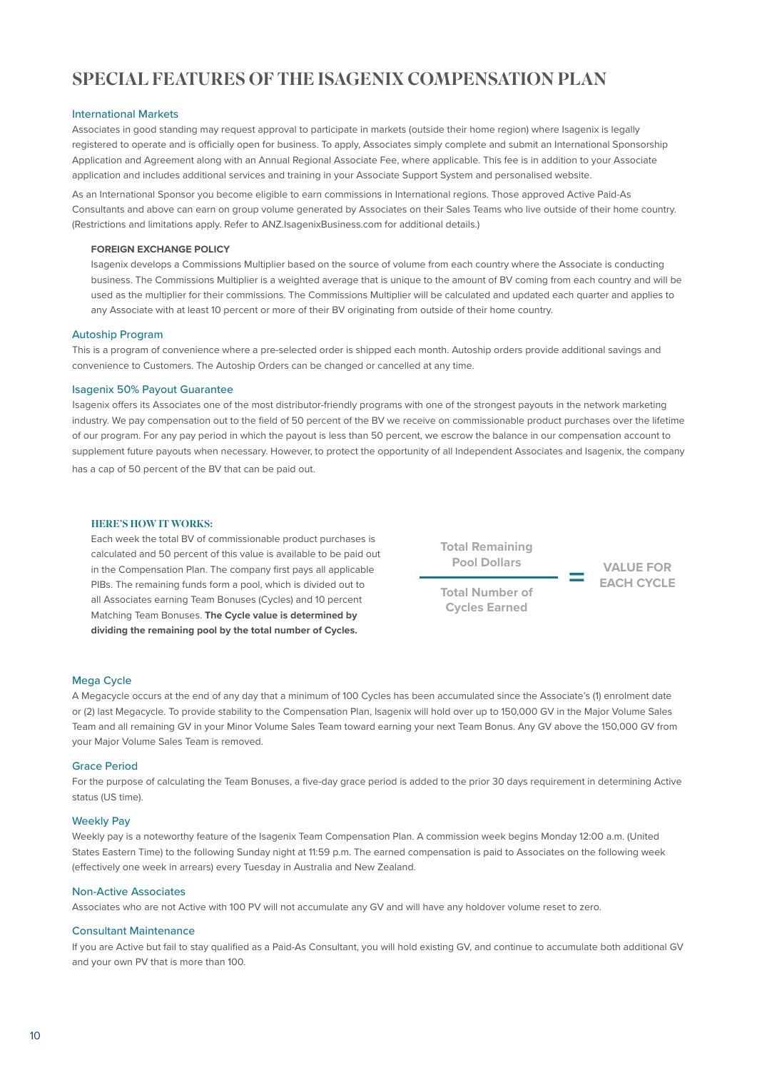# SPECIAL FEATURES OF THE ISAGENIX COMPENSATION PLAN

## International Markets

Associates in good standing may request approval to participate in markets (outside their home region) where Isagenix is legally registered to operate and is officially open for business. To apply, Associates simply complete and submit an International Sponsorship Application and Agreement along with an Annual Regional Associate Fee, where applicable. This fee is in addition to your Associate application and includes additional services and training in your Associate Support System and personalised website.

As an International Sponsor you become eligible to earn commissions in International regions. Those approved Active Paid-As Consultants and above can earn on group volume generated by Associates on their Sales Teams who live outside of their home country. (Restrictions and limitations apply. Refer to ANZ.IsagenixBusiness.com for additional details.)

### FOREIGN EXCHANGE POLICY

Isagenix develops a Commissions Multiplier based on the source of volume from each country where the Associate is conducting business. The Commissions Multiplier is a weighted average that is unique to the amount of BV coming from each country and will be used as the multiplier for their commissions. The Commissions Multiplier will be calculated and updated each quarter and applies to any Associate with at least 10 percent or more of their BV originating from outside of their home country.

## Autoship Program

This is a program of convenience where a pre-selected order is shipped each month. Autoship orders provide additional savings and convenience to Customers. The Autoship Orders can be changed or cancelled at any time.

## Isagenix 50% Payout Guarantee

Isagenix offers its Associates one of the most distributor-friendly programs with one of the strongest payouts in the network marketing industry. We pay compensation out to the field of 50 percent of the BV we receive on commissionable product purchases over the lifetime of our program. For any pay period in which the payout is less than 50 percent, we escrow the balance in our compensation account to supplement future payouts when necessary. However, to protect the opportunity of all Independent Associates and Isagenix, the company has a cap of 50 percent of the BV that can be paid out.

### HERE'S HOW IT WORKS:

Each week the total BV of commissionable product purchases is calculated and 50 percent of this value is available to be paid out in the Compensation Plan. The company first pays all applicable PIBs. The remaining funds form a pool, which is divided out to all Associates earning Team Bonuses (Cycles) and 10 percent Matching Team Bonuses. **The Cycle value is determined by dividing the remaining pool by the total number of Cycles.**

$$\frac{\text{Total Remaining Pool Dollars}}{\text{Total Number of Cycles Earned}} = \text{VALUE FOR EACH CYCLE}$$

## Mega Cycle

A Megacycle occurs at the end of any day that a minimum of 100 Cycles has been accumulated since the Associate's (1) enrolment date or (2) last Megacycle. To provide stability to the Compensation Plan, Isagenix will hold over up to 150,000 GV in the Major Volume Sales Team and all remaining GV in your Minor Volume Sales Team toward earning your next Team Bonus. Any GV above the 150,000 GV from your Major Volume Sales Team is removed.

## Grace Period

For the purpose of calculating the Team Bonuses, a five-day grace period is added to the prior 30 days requirement in determining Active status (US time).

## Weekly Pay

Weekly pay is a noteworthy feature of the Isagenix Team Compensation Plan. A commission week begins Monday 12:00 a.m. (United States Eastern Time) to the following Sunday night at 11:59 p.m. The earned compensation is paid to Associates on the following week (effectively one week in arrears) every Tuesday in Australia and New Zealand.

## Non-Active Associates

Associates who are not Active with 100 PV will not accumulate any GV and will have any holdover volume reset to zero.

## Consultant Maintenance

If you are Active but fail to stay qualified as a Paid-As Consultant, you will hold existing GV, and continue to accumulate both additional GV and your own PV that is more than 100.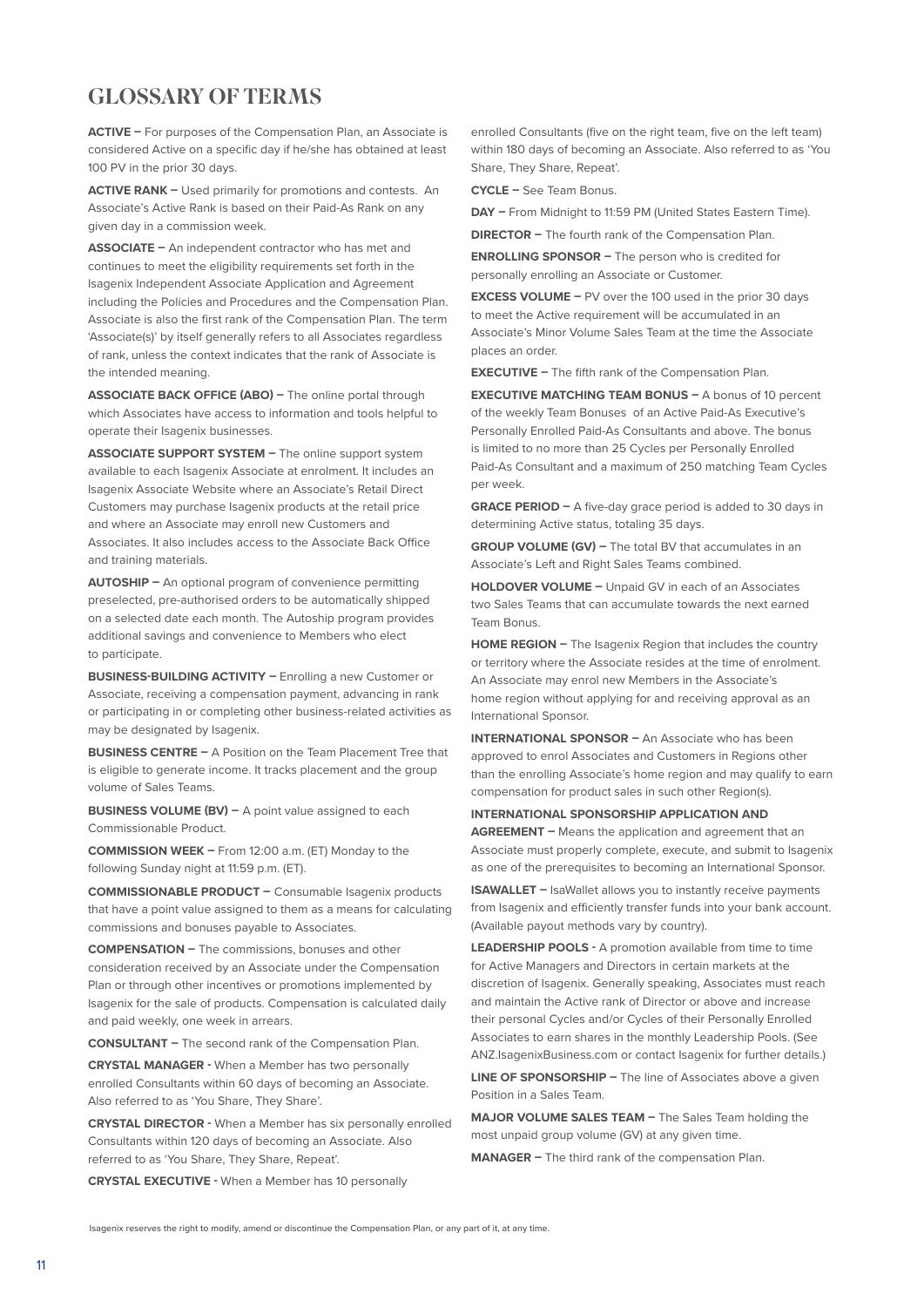# GLOSSARY OF TERMS

**ACTIVE –** For purposes of the Compensation Plan, an Associate is considered Active on a specific day if he/she has obtained at least 100 PV in the prior 30 days.

**ACTIVE RANK –** Used primarily for promotions and contests. An Associate's Active Rank is based on their Paid-As Rank on any given day in a commission week.

**ASSOCIATE –** An independent contractor who has met and continues to meet the eligibility requirements set forth in the Isagenix Independent Associate Application and Agreement including the Policies and Procedures and the Compensation Plan. Associate is also the first rank of the Compensation Plan. The term 'Associate(s)' by itself generally refers to all Associates regardless of rank, unless the context indicates that the rank of Associate is the intended meaning.

**ASSOCIATE BACK OFFICE (ABO) –** The online portal through which Associates have access to information and tools helpful to operate their Isagenix businesses.

**ASSOCIATE SUPPORT SYSTEM –** The online support system available to each Isagenix Associate at enrolment. It includes an Isagenix Associate Website where an Associate's Retail Direct Customers may purchase Isagenix products at the retail price and where an Associate may enroll new Customers and Associates. It also includes access to the Associate Back Office and training materials.

**AUTOSHIP –** An optional program of convenience permitting preselected, pre-authorised orders to be automatically shipped on a selected date each month. The Autoship program provides additional savings and convenience to Members who elect to participate.

**BUSINESS-BUILDING ACTIVITY –** Enrolling a new Customer or Associate, receiving a compensation payment, advancing in rank or participating in or completing other business-related activities as may be designated by Isagenix.

**BUSINESS CENTRE –** A Position on the Team Placement Tree that is eligible to generate income. It tracks placement and the group volume of Sales Teams.

**BUSINESS VOLUME (BV) –** A point value assigned to each Commissionable Product.

**COMMISSION WEEK –** From 12:00 a.m. (ET) Monday to the following Sunday night at 11:59 p.m. (ET).

**COMMISSIONABLE PRODUCT –** Consumable Isagenix products that have a point value assigned to them as a means for calculating commissions and bonuses payable to Associates.

**COMPENSATION –** The commissions, bonuses and other consideration received by an Associate under the Compensation Plan or through other incentives or promotions implemented by Isagenix for the sale of products. Compensation is calculated daily and paid weekly, one week in arrears.

**CONSULTANT –** The second rank of the Compensation Plan.

**CRYSTAL MANAGER -** When a Member has two personally enrolled Consultants within 60 days of becoming an Associate. Also referred to as 'You Share, They Share'.

**CRYSTAL DIRECTOR -** When a Member has six personally enrolled Consultants within 120 days of becoming an Associate. Also referred to as 'You Share, They Share, Repeat'.

**CRYSTAL EXECUTIVE -** When a Member has 10 personally enrolled Consultants (five on the right team, five on the left team) within 180 days of becoming an Associate. Also referred to as 'You Share, They Share, Repeat'.

**CYCLE –** See Team Bonus.

**DAY –** From Midnight to 11:59 PM (United States Eastern Time).

**DIRECTOR –** The fourth rank of the Compensation Plan.

**ENROLLING SPONSOR –** The person who is credited for personally enrolling an Associate or Customer.

**EXCESS VOLUME –** PV over the 100 used in the prior 30 days to meet the Active requirement will be accumulated in an Associate's Minor Volume Sales Team at the time the Associate places an order.

**EXECUTIVE –** The fifth rank of the Compensation Plan.

**EXECUTIVE MATCHING TEAM BONUS –** A bonus of 10 percent of the weekly Team Bonuses of an Active Paid-As Executive's Personally Enrolled Paid-As Consultants and above. The bonus is limited to no more than 25 Cycles per Personally Enrolled Paid-As Consultant and a maximum of 250 matching Team Cycles per week.

**GRACE PERIOD –** A five-day grace period is added to 30 days in determining Active status, totaling 35 days.

**GROUP VOLUME (GV) –** The total BV that accumulates in an Associate's Left and Right Sales Teams combined.

**HOLDOVER VOLUME –** Unpaid GV in each of an Associates two Sales Teams that can accumulate towards the next earned Team Bonus.

**HOME REGION –** The Isagenix Region that includes the country or territory where the Associate resides at the time of enrolment. An Associate may enrol new Members in the Associate's home region without applying for and receiving approval as an International Sponsor.

**INTERNATIONAL SPONSOR –** An Associate who has been approved to enrol Associates and Customers in Regions other than the enrolling Associate's home region and may qualify to earn compensation for product sales in such other Region(s).

**INTERNATIONAL SPONSORSHIP APPLICATION AND AGREEMENT –** Means the application and agreement that an Associate must properly complete, execute, and submit to Isagenix as one of the prerequisites to becoming an International Sponsor.

**ISAWALLET –** IsaWallet allows you to instantly receive payments from Isagenix and efficiently transfer funds into your bank account. (Available payout methods vary by country).

**LEADERSHIP POOLS -** A promotion available from time to time for Active Managers and Directors in certain markets at the discretion of Isagenix. Generally speaking, Associates must reach and maintain the Active rank of Director or above and increase their personal Cycles and/or Cycles of their Personally Enrolled Associates to earn shares in the monthly Leadership Pools. (See ANZ.IsagenixBusiness.com or contact Isagenix for further details.)

**LINE OF SPONSORSHIP –** The line of Associates above a given Position in a Sales Team.

**MAJOR VOLUME SALES TEAM –** The Sales Team holding the most unpaid group volume (GV) at any given time.

**MANAGER –** The third rank of the compensation Plan.

Isagenix reserves the right to modify, amend or discontinue the Compensation Plan, or any part of it, at any time.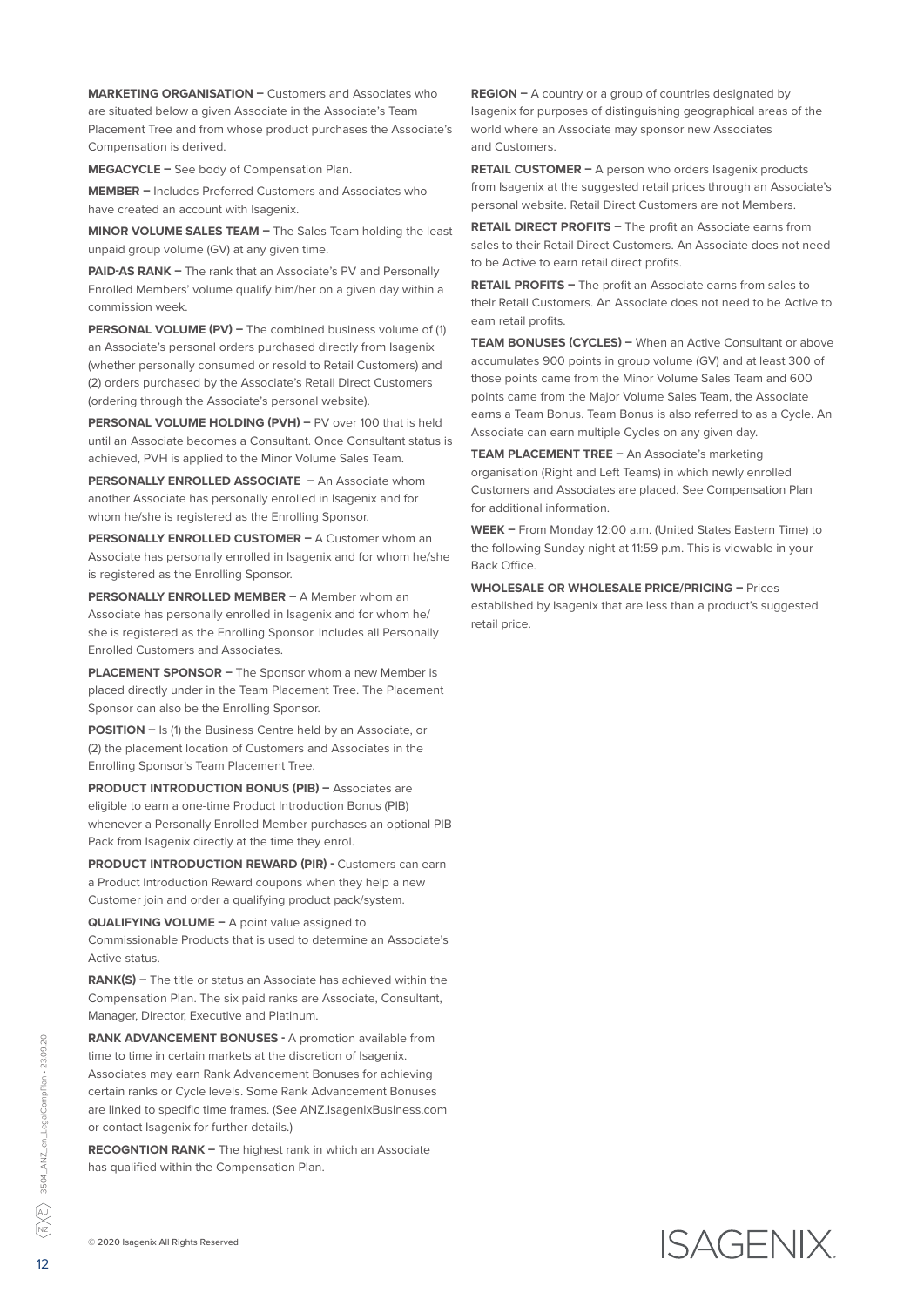**MARKETING ORGANISATION –** Customers and Associates who are situated below a given Associate in the Associate's Team Placement Tree and from whose product purchases the Associate's Compensation is derived.

**MEGACYCLE –** See body of Compensation Plan.

**MEMBER –** Includes Preferred Customers and Associates who have created an account with Isagenix.

**MINOR VOLUME SALES TEAM –** The Sales Team holding the least unpaid group volume (GV) at any given time.

**PAID-AS RANK –** The rank that an Associate's PV and Personally Enrolled Members' volume qualify him/her on a given day within a commission week.

**PERSONAL VOLUME (PV) –** The combined business volume of (1) an Associate's personal orders purchased directly from Isagenix (whether personally consumed or resold to Retail Customers) and (2) orders purchased by the Associate's Retail Direct Customers (ordering through the Associate's personal website).

**PERSONAL VOLUME HOLDING (PVH) –** PV over 100 that is held until an Associate becomes a Consultant. Once Consultant status is achieved, PVH is applied to the Minor Volume Sales Team.

**PERSONALLY ENROLLED ASSOCIATE –** An Associate whom another Associate has personally enrolled in Isagenix and for whom he/she is registered as the Enrolling Sponsor.

**PERSONALLY ENROLLED CUSTOMER –** A Customer whom an Associate has personally enrolled in Isagenix and for whom he/she is registered as the Enrolling Sponsor.

**PERSONALLY ENROLLED MEMBER –** A Member whom an Associate has personally enrolled in Isagenix and for whom he/she is registered as the Enrolling Sponsor. Includes all Personally Enrolled Customers and Associates.

**PLACEMENT SPONSOR –** The Sponsor whom a new Member is placed directly under in the Team Placement Tree. The Placement Sponsor can also be the Enrolling Sponsor.

**POSITION –** Is (1) the Business Centre held by an Associate, or (2) the placement location of Customers and Associates in the Enrolling Sponsor's Team Placement Tree.

**PRODUCT INTRODUCTION BONUS (PIB) –** Associates are eligible to earn a one-time Product Introduction Bonus (PIB) whenever a Personally Enrolled Member purchases an optional PIB Pack from Isagenix directly at the time they enrol.

**PRODUCT INTRODUCTION REWARD (PIR) -** Customers can earn a Product Introduction Reward coupons when they help a new Customer join and order a qualifying product pack/system.

**QUALIFYING VOLUME –** A point value assigned to Commissionable Products that is used to determine an Associate's Active status.

**RANK(S) –** The title or status an Associate has achieved within the Compensation Plan. The six paid ranks are Associate, Consultant, Manager, Director, Executive and Platinum.

**RANK ADVANCEMENT BONUSES -** A promotion available from time to time in certain markets at the discretion of Isagenix. Associates may earn Rank Advancement Bonuses for achieving certain ranks or Cycle levels. Some Rank Advancement Bonuses are linked to specific time frames. (See ANZ.IsagenixBusiness.com or contact Isagenix for further details.)

**RECOGNTION RANK –** The highest rank in which an Associate has qualified within the Compensation Plan.

**REGION –** A country or a group of countries designated by Isagenix for purposes of distinguishing geographical areas of the world where an Associate may sponsor new Associates and Customers.

**RETAIL CUSTOMER –** A person who orders Isagenix products from Isagenix at the suggested retail prices through an Associate's personal website. Retail Direct Customers are not Members.

**RETAIL DIRECT PROFITS –** The profit an Associate earns from sales to their Retail Direct Customers. An Associate does not need to be Active to earn retail direct profits.

**RETAIL PROFITS –** The profit an Associate earns from sales to their Retail Customers. An Associate does not need to be Active to earn retail profits.

**TEAM BONUSES (CYCLES) –** When an Active Consultant or above accumulates 900 points in group volume (GV) and at least 300 of those points came from the Minor Volume Sales Team and 600 points came from the Major Volume Sales Team, the Associate earns a Team Bonus. Team Bonus is also referred to as a Cycle. An Associate can earn multiple Cycles on any given day.

**TEAM PLACEMENT TREE –** An Associate's marketing organisation (Right and Left Teams) in which newly enrolled Customers and Associates are placed. See Compensation Plan for additional information.

**WEEK –** From Monday 12:00 a.m. (United States Eastern Time) to the following Sunday night at 11:59 p.m. This is viewable in your Back Office.

**WHOLESALE OR WHOLESALE PRICE/PRICING –** Prices established by Isagenix that are less than a product's suggested retail price.

© 2020 Isagenix All Rights Reserved